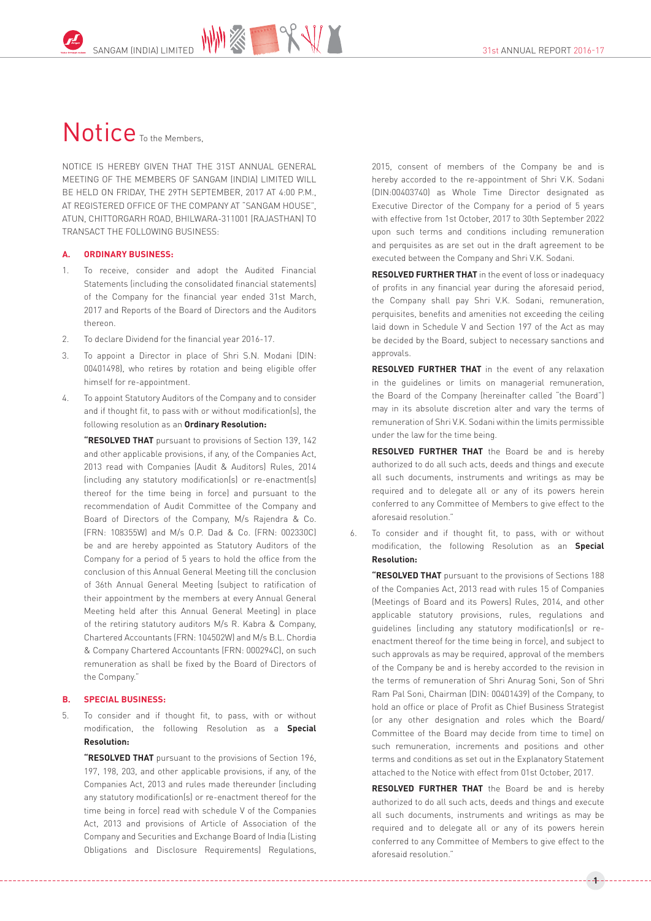# Notice To the Members,

NOTICE IS HEREBY GIVEN THAT THE 31ST ANNUAL GENERAL MEETING OF THE MEMBERS OF SANGAM (INDIA) LIMITED WILL BE HELD ON FRIDAY, THE 29TH SEPTEMBER, 2017 AT 4:00 P.M., AT REGISTERED OFFICE OF THE COMPANY AT "SANGAM HOUSE", ATUN, CHITTORGARH ROAD, BHILWARA-311001 (RAJASTHAN) TO TRANSACT THE FOLLOWING BUSINESS:

## A. ORDINARY BUSINESS:

1. To receive, consider and adopt the Audited Financial Statements (including the consolidated financial statements) of the Company for the financial year ended 31st March, 2017 and Reports of the Board of Directors and the Auditors thereon.
2. To declare Dividend for the financial year 2016-17.
3. To appoint a Director in place of Shri S.N. Modani (DIN: 00401498), who retires by rotation and being eligible offer himself for re-appointment.
4. To appoint Statutory Auditors of the Company and to consider and if thought fit, to pass with or without modification(s), the following resolution as an **Ordinary Resolution:**

   **"RESOLVED THAT** pursuant to provisions of Section 139, 142 and other applicable provisions, if any, of the Companies Act, 2013 read with Companies (Audit & Auditors) Rules, 2014 (including any statutory modification(s) or re-enactment(s) thereof for the time being in force) and pursuant to the recommendation of Audit Committee of the Company and Board of Directors of the Company, M/s Rajendra & Co. (FRN: 108355W) and M/s O.P. Dad & Co. (FRN: 002330C) be and are hereby appointed as Statutory Auditors of the Company for a period of 5 years to hold the office from the conclusion of this Annual General Meeting till the conclusion of 36th Annual General Meeting (subject to ratification of their appointment by the members at every Annual General Meeting held after this Annual General Meeting) in place of the retiring statutory auditors M/s R. Kabra & Company, Chartered Accountants (FRN: 104502W) and M/s B.L. Chordia & Company Chartered Accountants (FRN: 000294C), on such remuneration as shall be fixed by the Board of Directors of the Company."

## B. SPECIAL BUSINESS:

5. To consider and if thought fit, to pass, with or without modification, the following Resolution as a **Special Resolution:**

   **"RESOLVED THAT** pursuant to the provisions of Section 196, 197, 198, 203, and other applicable provisions, if any, of the Companies Act, 2013 and rules made thereunder (including any statutory modification(s) or re-enactment thereof for the time being in force) read with schedule V of the Companies Act, 2013 and provisions of Article of Association of the Company and Securities and Exchange Board of India (Listing Obligations and Disclosure Requirements) Regulations, 2015, consent of members of the Company be and is hereby accorded to the re-appointment of Shri V.K. Sodani (DIN:00403740) as Whole Time Director designated as Executive Director of the Company for a period of 5 years with effective from 1st October, 2017 to 30th September 2022 upon such terms and conditions including remuneration and perquisites as are set out in the draft agreement to be executed between the Company and Shri V.K. Sodani.

   **RESOLVED FURTHER THAT** in the event of loss or inadequacy of profits in any financial year during the aforesaid period, the Company shall pay Shri V.K. Sodani, remuneration, perquisites, benefits and amenities not exceeding the ceiling laid down in Schedule V and Section 197 of the Act as may be decided by the Board, subject to necessary sanctions and approvals.

   **RESOLVED FURTHER THAT** in the event of any relaxation in the guidelines or limits on managerial remuneration, the Board of the Company (hereinafter called "the Board") may in its absolute discretion alter and vary the terms of remuneration of Shri V.K. Sodani within the limits permissible under the law for the time being.

   **RESOLVED FURTHER THAT** the Board be and is hereby authorized to do all such acts, deeds and things and execute all such documents, instruments and writings as may be required and to delegate all or any of its powers herein conferred to any Committee of Members to give effect to the aforesaid resolution."

6. To consider and if thought fit, to pass, with or without modification, the following Resolution as an **Special Resolution:**

   **"RESOLVED THAT** pursuant to the provisions of Sections 188 of the Companies Act, 2013 read with rules 15 of Companies (Meetings of Board and its Powers) Rules, 2014, and other applicable statutory provisions, rules, regulations and guidelines (including any statutory modification(s) or re-enactment thereof for the time being in force), and subject to such approvals as may be required, approval of the members of the Company be and is hereby accorded to the revision in the terms of remuneration of Shri Anurag Soni, Son of Shri Ram Pal Soni, Chairman (DIN: 00401439) of the Company, to hold an office or place of Profit as Chief Business Strategist (or any other designation and roles which the Board/ Committee of the Board may decide from time to time) on such remuneration, increments and positions and other terms and conditions as set out in the Explanatory Statement attached to the Notice with effect from 01st October, 2017.

   **RESOLVED FURTHER THAT** the Board be and is hereby authorized to do all such acts, deeds and things and execute all such documents, instruments and writings as may be required and to delegate all or any of its powers herein conferred to any Committee of Members to give effect to the aforesaid resolution."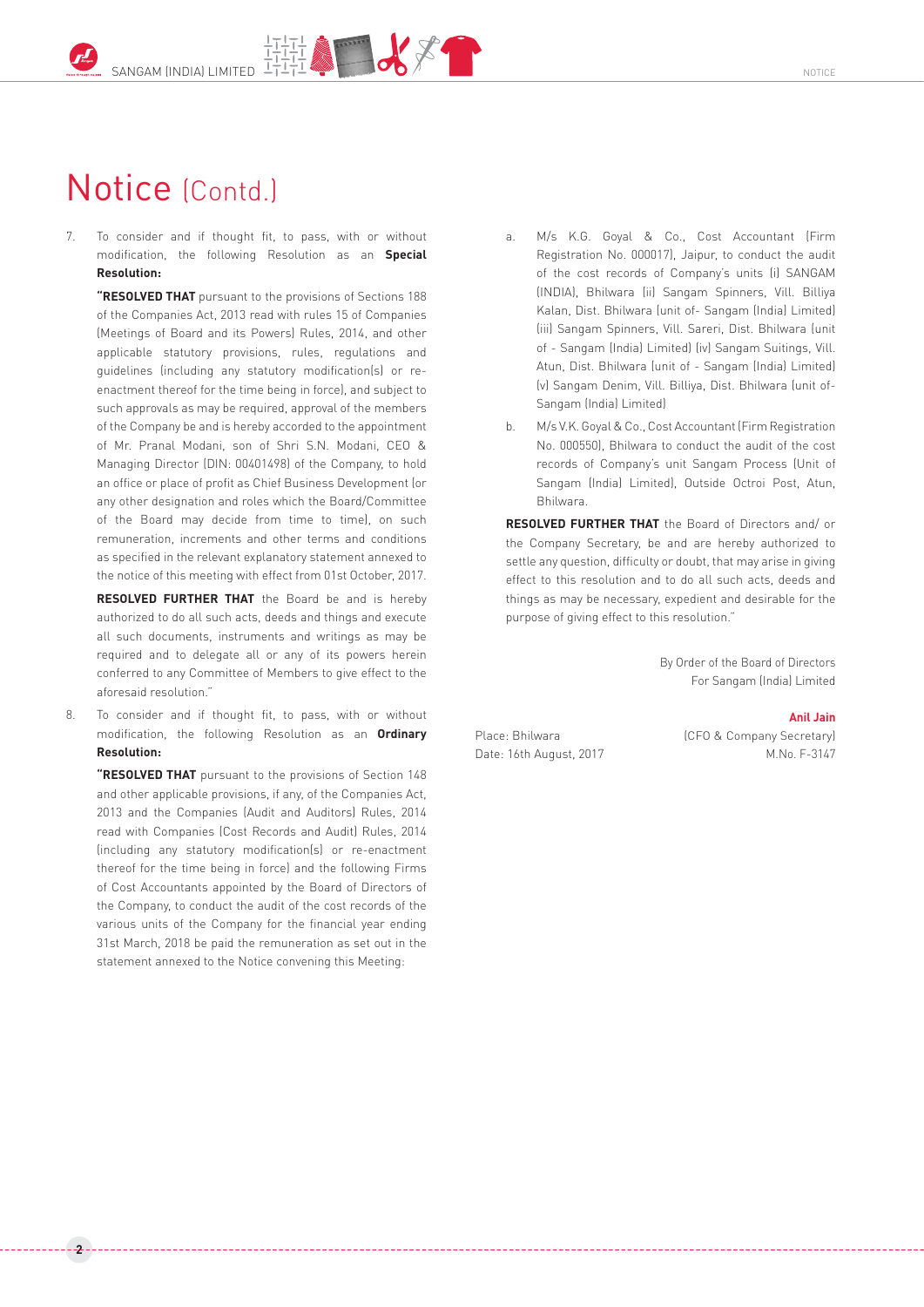# Notice (Contd.)

7. To consider and if thought fit, to pass, with or without modification, the following Resolution as an **Special Resolution:**

   **"RESOLVED THAT** pursuant to the provisions of Sections 188 of the Companies Act, 2013 read with rules 15 of Companies (Meetings of Board and its Powers) Rules, 2014, and other applicable statutory provisions, rules, regulations and guidelines (including any statutory modification(s) or re-enactment thereof for the time being in force), and subject to such approvals as may be required, approval of the members of the Company be and is hereby accorded to the appointment of Mr. Pranal Modani, son of Shri S.N. Modani, CEO & Managing Director (DIN: 00401498) of the Company, to hold an office or place of profit as Chief Business Development (or any other designation and roles which the Board/Committee of the Board may decide from time to time), on such remuneration, increments and other terms and conditions as specified in the relevant explanatory statement annexed to the notice of this meeting with effect from 01st October, 2017.

   **RESOLVED FURTHER THAT** the Board be and is hereby authorized to do all such acts, deeds and things and execute all such documents, instruments and writings as may be required and to delegate all or any of its powers herein conferred to any Committee of Members to give effect to the aforesaid resolution."

8. To consider and if thought fit, to pass, with or without modification, the following Resolution as an **Ordinary Resolution:**

   **"RESOLVED THAT** pursuant to the provisions of Section 148 and other applicable provisions, if any, of the Companies Act, 2013 and the Companies (Audit and Auditors) Rules, 2014 read with Companies (Cost Records and Audit) Rules, 2014 (including any statutory modification(s) or re-enactment thereof for the time being in force) and the following Firms of Cost Accountants appointed by the Board of Directors of the Company, to conduct the audit of the cost records of the various units of the Company for the financial year ending 31st March, 2018 be paid the remuneration as set out in the statement annexed to the Notice convening this Meeting:

   a. M/s K.G. Goyal & Co., Cost Accountant (Firm Registration No. 000017), Jaipur, to conduct the audit of the cost records of Company's units (i) SANGAM (INDIA), Bhilwara (ii) Sangam Spinners, Vill. Billiya Kalan, Dist. Bhilwara (unit of- Sangam (India) Limited) (iii) Sangam Spinners, Vill. Sareri, Dist. Bhilwara (unit of - Sangam (India) Limited) (iv) Sangam Suitings, Vill. Atun, Dist. Bhilwara (unit of - Sangam (India) Limited) (v) Sangam Denim, Vill. Billiya, Dist. Bhilwara (unit of- Sangam (India) Limited)

   b. M/s V.K. Goyal & Co., Cost Accountant (Firm Registration No. 000550), Bhilwara to conduct the audit of the cost records of Company's unit Sangam Process (Unit of Sangam (India) Limited), Outside Octroi Post, Atun, Bhilwara.

   **RESOLVED FURTHER THAT** the Board of Directors and/ or the Company Secretary, be and are hereby authorized to settle any question, difficulty or doubt, that may arise in giving effect to this resolution and to do all such acts, deeds and things as may be necessary, expedient and desirable for the purpose of giving effect to this resolution."

By Order of the Board of Directors
For Sangam (India) Limited

**Anil Jain**
(CFO & Company Secretary)
M.No. F-3147

Place: Bhilwara
Date: 16th August, 2017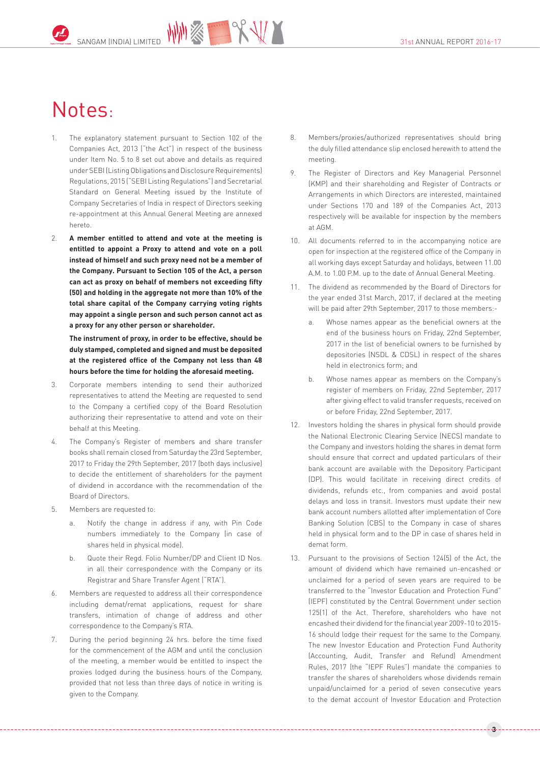# Notes:

1. The explanatory statement pursuant to Section 102 of the Companies Act, 2013 ("the Act") in respect of the business under Item No. 5 to 8 set out above and details as required under SEBI (Listing Obligations and Disclosure Requirements) Regulations, 2015 ("SEBI Listing Regulations") and Secretarial Standard on General Meeting issued by the Institute of Company Secretaries of India in respect of Directors seeking re-appointment at this Annual General Meeting are annexed hereto.

2. **A member entitled to attend and vote at the meeting is entitled to appoint a Proxy to attend and vote on a poll instead of himself and such proxy need not be a member of the Company. Pursuant to Section 105 of the Act, a person can act as proxy on behalf of members not exceeding fifty (50) and holding in the aggregate not more than 10% of the total share capital of the Company carrying voting rights may appoint a single person and such person cannot act as a proxy for any other person or shareholder.**

   **The instrument of proxy, in order to be effective, should be duly stamped, completed and signed and must be deposited at the registered office of the Company not less than 48 hours before the time for holding the aforesaid meeting.**

3. Corporate members intending to send their authorized representatives to attend the Meeting are requested to send to the Company a certified copy of the Board Resolution authorizing their representative to attend and vote on their behalf at this Meeting.

4. The Company's Register of members and share transfer books shall remain closed from Saturday the 23rd September, 2017 to Friday the 29th September, 2017 (both days inclusive) to decide the entitlement of shareholders for the payment of dividend in accordance with the recommendation of the Board of Directors.

5. Members are requested to:

   a. Notify the change in address if any, with Pin Code numbers immediately to the Company (in case of shares held in physical mode).

   b. Quote their Regd. Folio Number/DP and Client ID Nos. in all their correspondence with the Company or its Registrar and Share Transfer Agent ("RTA").

6. Members are requested to address all their correspondence including demat/remat applications, request for share transfers, intimation of change of address and other correspondence to the Company's RTA.

7. During the period beginning 24 hrs. before the time fixed for the commencement of the AGM and until the conclusion of the meeting, a member would be entitled to inspect the proxies lodged during the business hours of the Company, provided that not less than three days of notice in writing is given to the Company.

8. Members/proxies/authorized representatives should bring the duly filled attendance slip enclosed herewith to attend the meeting.

9. The Register of Directors and Key Managerial Personnel (KMP) and their shareholding and Register of Contracts or Arrangements in which Directors are interested, maintained under Sections 170 and 189 of the Companies Act, 2013 respectively will be available for inspection by the members at AGM.

10. All documents referred to in the accompanying notice are open for inspection at the registered office of the Company in all working days except Saturday and holidays, between 11.00 A.M. to 1.00 P.M. up to the date of Annual General Meeting.

11. The dividend as recommended by the Board of Directors for the year ended 31st March, 2017, if declared at the meeting will be paid after 29th September, 2017 to those members:-

    a. Whose names appear as the beneficial owners at the end of the business hours on Friday, 22nd September, 2017 in the list of beneficial owners to be furnished by depositories (NSDL & CDSL) in respect of the shares held in electronics form; and

    b. Whose names appear as members on the Company's register of members on Friday, 22nd September, 2017 after giving effect to valid transfer requests, received on or before Friday, 22nd September, 2017.

12. Investors holding the shares in physical form should provide the National Electronic Clearing Service (NECS) mandate to the Company and investors holding the shares in demat form should ensure that correct and updated particulars of their bank account are available with the Depository Participant (DP). This would facilitate in receiving direct credits of dividends, refunds etc., from companies and avoid postal delays and loss in transit. Investors must update their new bank account numbers allotted after implementation of Core Banking Solution (CBS) to the Company in case of shares held in physical form and to the DP in case of shares held in demat form.

13. Pursuant to the provisions of Section 124(5) of the Act, the amount of dividend which have remained un-encashed or unclaimed for a period of seven years are required to be transferred to the "Investor Education and Protection Fund" (IEPF) constituted by the Central Government under section 125(1) of the Act. Therefore, shareholders who have not encashed their dividend for the financial year 2009-10 to 2015-16 should lodge their request for the same to the Company. The new Investor Education and Protection Fund Authority (Accounting, Audit, Transfer and Refund) Amendment Rules, 2017 (the "IEPF Rules") mandate the companies to transfer the shares of shareholders whose dividends remain unpaid/unclaimed for a period of seven consecutive years to the demat account of Investor Education and Protection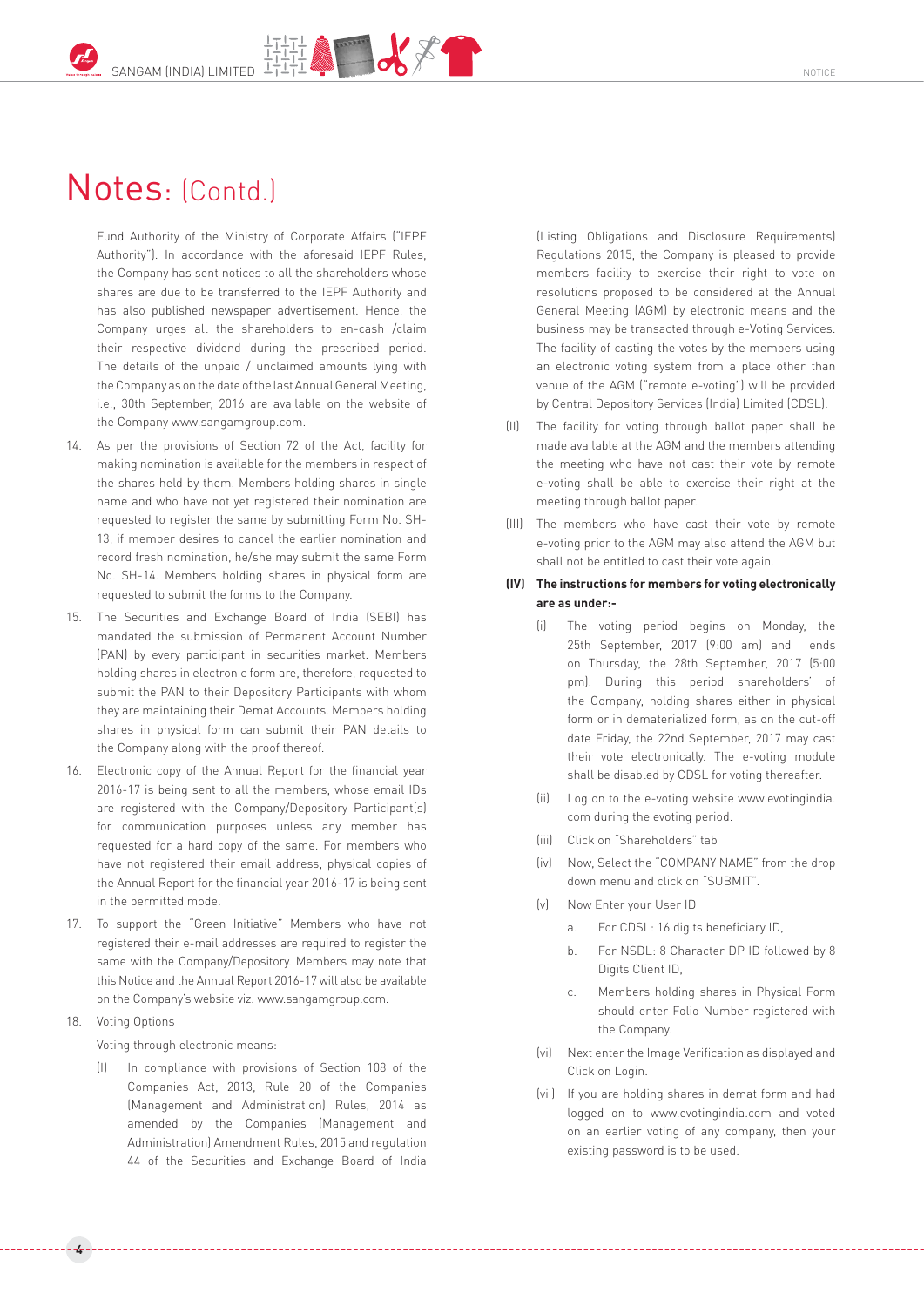# Notes: (Contd.)

Fund Authority of the Ministry of Corporate Affairs ("IEPF Authority"). In accordance with the aforesaid IEPF Rules, the Company has sent notices to all the shareholders whose shares are due to be transferred to the IEPF Authority and has also published newspaper advertisement. Hence, the Company urges all the shareholders to en-cash /claim their respective dividend during the prescribed period. The details of the unpaid / unclaimed amounts lying with the Company as on the date of the last Annual General Meeting, i.e., 30th September, 2016 are available on the website of the Company www.sangamgroup.com.

14. As per the provisions of Section 72 of the Act, facility for making nomination is available for the members in respect of the shares held by them. Members holding shares in single name and who have not yet registered their nomination are requested to register the same by submitting Form No. SH-13, if member desires to cancel the earlier nomination and record fresh nomination, he/she may submit the same Form No. SH-14. Members holding shares in physical form are requested to submit the forms to the Company.

15. The Securities and Exchange Board of India (SEBI) has mandated the submission of Permanent Account Number (PAN) by every participant in securities market. Members holding shares in electronic form are, therefore, requested to submit the PAN to their Depository Participants with whom they are maintaining their Demat Accounts. Members holding shares in physical form can submit their PAN details to the Company along with the proof thereof.

16. Electronic copy of the Annual Report for the financial year 2016-17 is being sent to all the members, whose email IDs are registered with the Company/Depository Participant(s) for communication purposes unless any member has requested for a hard copy of the same. For members who have not registered their email address, physical copies of the Annual Report for the financial year 2016-17 is being sent in the permitted mode.

17. To support the "Green Initiative" Members who have not registered their e-mail addresses are required to register the same with the Company/Depository. Members may note that this Notice and the Annual Report 2016-17 will also be available on the Company's website viz. www.sangamgroup.com.

18. Voting Options

    Voting through electronic means:

    (I) In compliance with provisions of Section 108 of the Companies Act, 2013, Rule 20 of the Companies (Management and Administration) Rules, 2014 as amended by the Companies (Management and Administration) Amendment Rules, 2015 and regulation 44 of the Securities and Exchange Board of India (Listing Obligations and Disclosure Requirements) Regulations 2015, the Company is pleased to provide members facility to exercise their right to vote on resolutions proposed to be considered at the Annual General Meeting (AGM) by electronic means and the business may be transacted through e-Voting Services. The facility of casting the votes by the members using an electronic voting system from a place other than venue of the AGM ("remote e-voting") will be provided by Central Depository Services (India) Limited (CDSL).

    (II) The facility for voting through ballot paper shall be made available at the AGM and the members attending the meeting who have not cast their vote by remote e-voting shall be able to exercise their right at the meeting through ballot paper.

    (III) The members who have cast their vote by remote e-voting prior to the AGM may also attend the AGM but shall not be entitled to cast their vote again.

    **(IV) The instructions for members for voting electronically are as under:-**

    (i) The voting period begins on Monday, the 25th September, 2017 (9:00 am) and ends on Thursday, the 28th September, 2017 (5:00 pm). During this period shareholders' of the Company, holding shares either in physical form or in dematerialized form, as on the cut-off date Friday, the 22nd September, 2017 may cast their vote electronically. The e-voting module shall be disabled by CDSL for voting thereafter.

    (ii) Log on to the e-voting website www.evotingindia.com during the evoting period.

    (iii) Click on "Shareholders" tab

    (iv) Now, Select the "COMPANY NAME" from the drop down menu and click on "SUBMIT".

    (v) Now Enter your User ID

    a. For CDSL: 16 digits beneficiary ID,

    b. For NSDL: 8 Character DP ID followed by 8 Digits Client ID,

    c. Members holding shares in Physical Form should enter Folio Number registered with the Company.

    (vi) Next enter the Image Verification as displayed and Click on Login.

    (vii) If you are holding shares in demat form and had logged on to www.evotingindia.com and voted on an earlier voting of any company, then your existing password is to be used.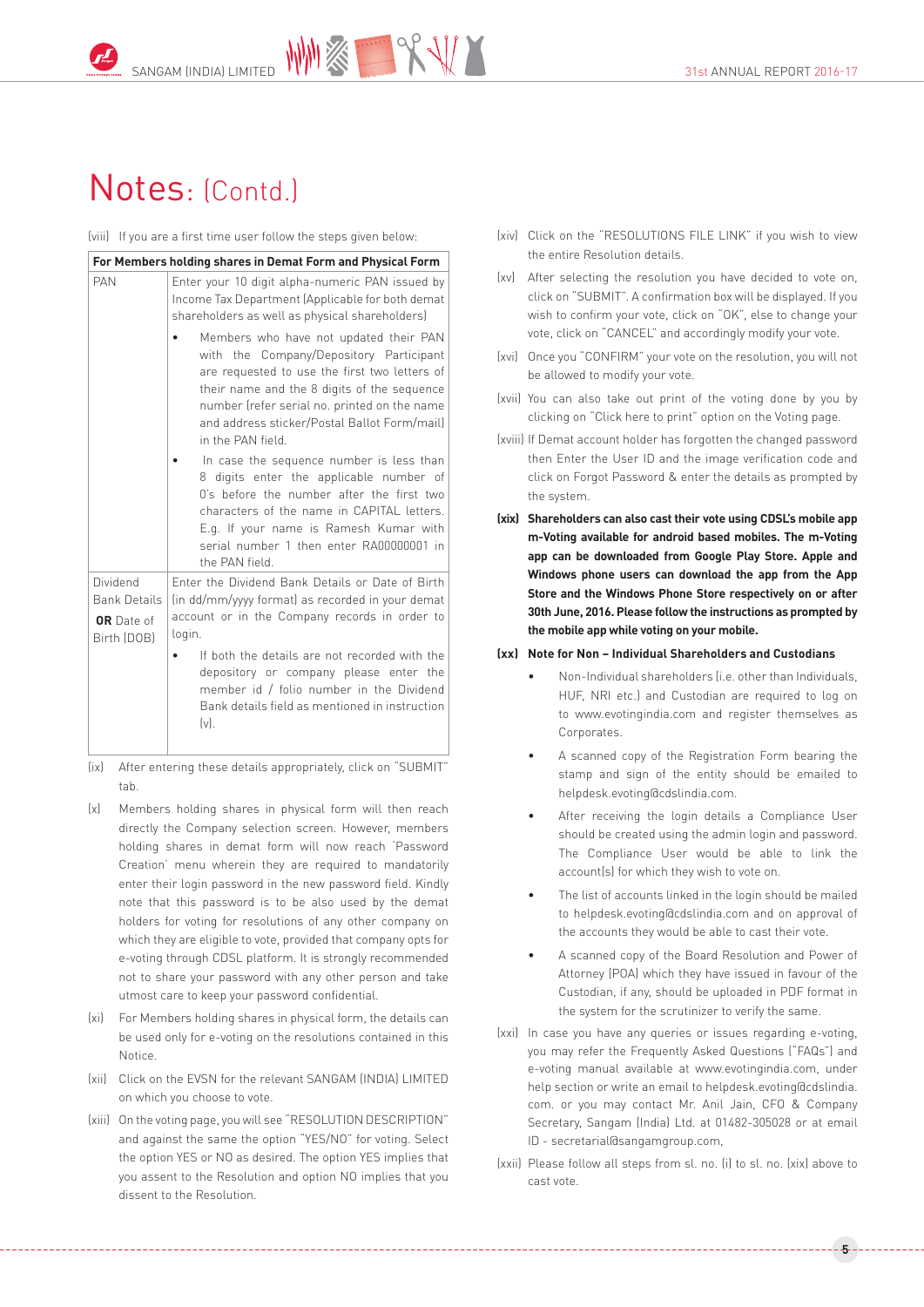# Notes: (Contd.)

(viii) If you are a first time user follow the steps given below:

| For Members holding shares in Demat Form and Physical Form | |
|---|---|
| PAN | Enter your 10 digit alpha-numeric PAN issued by Income Tax Department (Applicable for both demat shareholders as well as physical shareholders)<br>• Members who have not updated their PAN with the Company/Depository Participant are requested to use the first two letters of their name and the 8 digits of the sequence number (refer serial no. printed on the name and address sticker/Postal Ballot Form/mail) in the PAN field.<br>• In case the sequence number is less than 8 digits enter the applicable number of 0's before the number after the first two characters of the name in CAPITAL letters. E.g. If your name is Ramesh Kumar with serial number 1 then enter RA00000001 in the PAN field. |
| Dividend Bank Details **OR** Date of Birth (DOB) | Enter the Dividend Bank Details or Date of Birth (in dd/mm/yyyy format) as recorded in your demat account or in the Company records in order to login.<br>• If both the details are not recorded with the depository or company please enter the member id / folio number in the Dividend Bank details field as mentioned in instruction (v). |

(ix) After entering these details appropriately, click on "SUBMIT" tab.

(x) Members holding shares in physical form will then reach directly the Company selection screen. However, members holding shares in demat form will now reach 'Password Creation' menu wherein they are required to mandatorily enter their login password in the new password field. Kindly note that this password is to be also used by the demat holders for voting for resolutions of any other company on which they are eligible to vote, provided that company opts for e-voting through CDSL platform. It is strongly recommended not to share your password with any other person and take utmost care to keep your password confidential.

(xi) For Members holding shares in physical form, the details can be used only for e-voting on the resolutions contained in this Notice.

(xii) Click on the EVSN for the relevant SANGAM (INDIA) LIMITED on which you choose to vote.

(xiii) On the voting page, you will see "RESOLUTION DESCRIPTION" and against the same the option "YES/NO" for voting. Select the option YES or NO as desired. The option YES implies that you assent to the Resolution and option NO implies that you dissent to the Resolution.

(xiv) Click on the "RESOLUTIONS FILE LINK" if you wish to view the entire Resolution details.

(xv) After selecting the resolution you have decided to vote on, click on "SUBMIT". A confirmation box will be displayed. If you wish to confirm your vote, click on "OK", else to change your vote, click on "CANCEL" and accordingly modify your vote.

(xvi) Once you "CONFIRM" your vote on the resolution, you will not be allowed to modify your vote.

(xvii) You can also take out print of the voting done by you by clicking on "Click here to print" option on the Voting page.

(xviii) If Demat account holder has forgotten the changed password then Enter the User ID and the image verification code and click on Forgot Password & enter the details as prompted by the system.

**(xix) Shareholders can also cast their vote using CDSL's mobile app m-Voting available for android based mobiles. The m-Voting app can be downloaded from Google Play Store. Apple and Windows phone users can download the app from the App Store and the Windows Phone Store respectively on or after 30th June, 2016. Please follow the instructions as prompted by the mobile app while voting on your mobile.**

**(xx) Note for Non – Individual Shareholders and Custodians**

- Non-Individual shareholders (i.e. other than Individuals, HUF, NRI etc.) and Custodian are required to log on to www.evotingindia.com and register themselves as Corporates.
- A scanned copy of the Registration Form bearing the stamp and sign of the entity should be emailed to helpdesk.evoting@cdslindia.com.
- After receiving the login details a Compliance User should be created using the admin login and password. The Compliance User would be able to link the account(s) for which they wish to vote on.
- The list of accounts linked in the login should be mailed to helpdesk.evoting@cdslindia.com and on approval of the accounts they would be able to cast their vote.
- A scanned copy of the Board Resolution and Power of Attorney (POA) which they have issued in favour of the Custodian, if any, should be uploaded in PDF format in the system for the scrutinizer to verify the same.

(xxi) In case you have any queries or issues regarding e-voting, you may refer the Frequently Asked Questions ("FAQs") and e-voting manual available at www.evotingindia.com, under help section or write an email to helpdesk.evoting@cdslindia.com. or you may contact Mr. Anil Jain, CFO & Company Secretary, Sangam (India) Ltd. at 01482-305028 or at email ID - secretarial@sangamgroup.com,

(xxii) Please follow all steps from sl. no. (i) to sl. no. (xix) above to cast vote.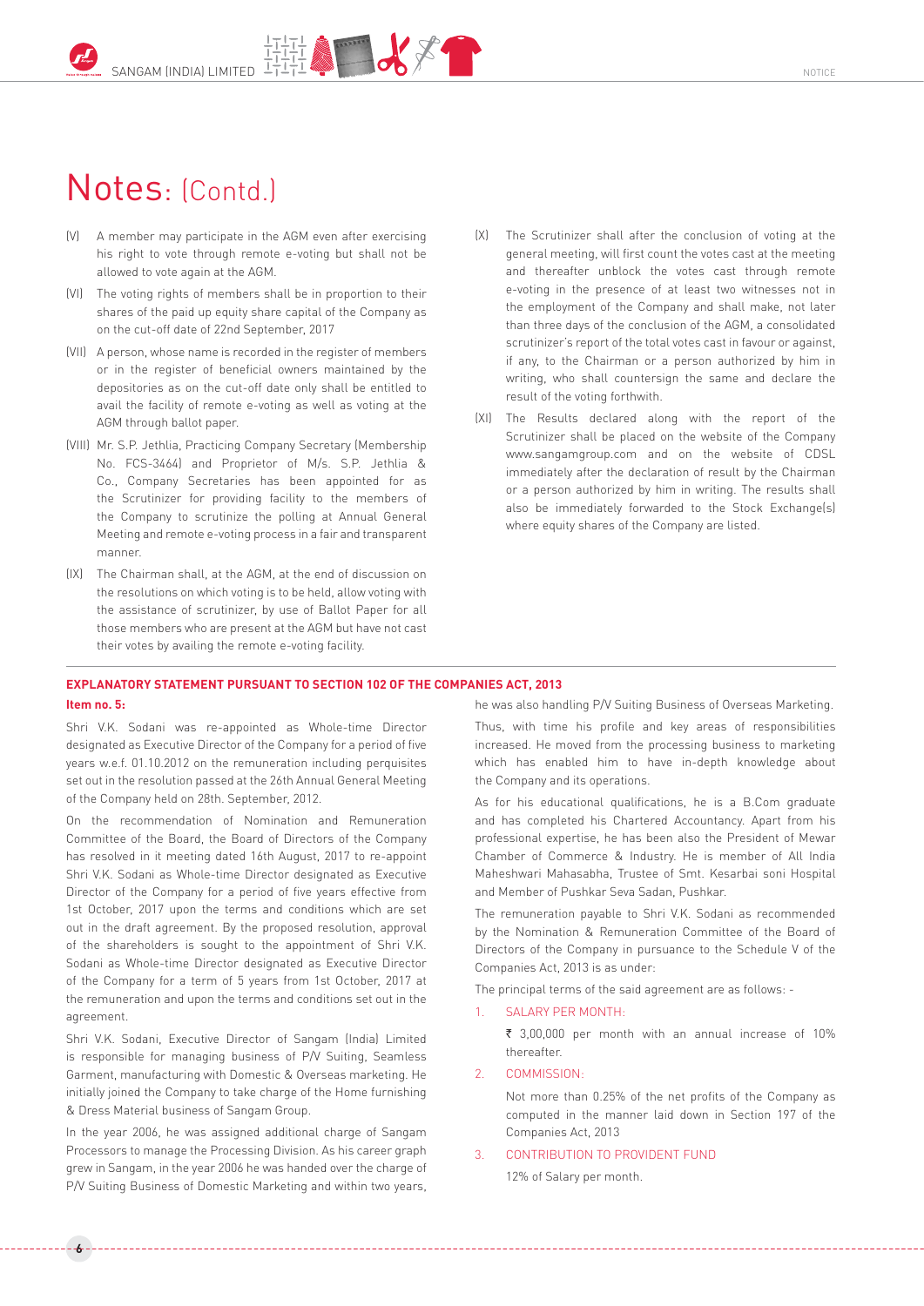# Notes: (Contd.)

(V) A member may participate in the AGM even after exercising his right to vote through remote e-voting but shall not be allowed to vote again at the AGM.

(VI) The voting rights of members shall be in proportion to their shares of the paid up equity share capital of the Company as on the cut-off date of 22nd September, 2017

(VII) A person, whose name is recorded in the register of members or in the register of beneficial owners maintained by the depositories as on the cut-off date only shall be entitled to avail the facility of remote e-voting as well as voting at the AGM through ballot paper.

(VIII) Mr. S.P. Jethlia, Practicing Company Secretary (Membership No. FCS-3464) and Proprietor of M/s. S.P. Jethlia & Co., Company Secretaries has been appointed for as the Scrutinizer for providing facility to the members of the Company to scrutinize the polling at Annual General Meeting and remote e-voting process in a fair and transparent manner.

(IX) The Chairman shall, at the AGM, at the end of discussion on the resolutions on which voting is to be held, allow voting with the assistance of scrutinizer, by use of Ballot Paper for all those members who are present at the AGM but have not cast their votes by availing the remote e-voting facility.

(X) The Scrutinizer shall after the conclusion of voting at the general meeting, will first count the votes cast at the meeting and thereafter unblock the votes cast through remote e-voting in the presence of at least two witnesses not in the employment of the Company and shall make, not later than three days of the conclusion of the AGM, a consolidated scrutinizer's report of the total votes cast in favour or against, if any, to the Chairman or a person authorized by him in writing, who shall countersign the same and declare the result of the voting forthwith.

(XI) The Results declared along with the report of the Scrutinizer shall be placed on the website of the Company www.sangamgroup.com and on the website of CDSL immediately after the declaration of result by the Chairman or a person authorized by him in writing. The results shall also be immediately forwarded to the Stock Exchange(s) where equity shares of the Company are listed.

## EXPLANATORY STATEMENT PURSUANT TO SECTION 102 OF THE COMPANIES ACT, 2013

### Item no. 5:

Shri V.K. Sodani was re-appointed as Whole-time Director designated as Executive Director of the Company for a period of five years w.e.f. 01.10.2012 on the remuneration including perquisites set out in the resolution passed at the 26th Annual General Meeting of the Company held on 28th. September, 2012.

On the recommendation of Nomination and Remuneration Committee of the Board, the Board of Directors of the Company has resolved in it meeting dated 16th August, 2017 to re-appoint Shri V.K. Sodani as Whole-time Director designated as Executive Director of the Company for a period of five years effective from 1st October, 2017 upon the terms and conditions which are set out in the draft agreement. By the proposed resolution, approval of the shareholders is sought to the appointment of Shri V.K. Sodani as Whole-time Director designated as Executive Director of the Company for a term of 5 years from 1st October, 2017 at the remuneration and upon the terms and conditions set out in the agreement.

Shri V.K. Sodani, Executive Director of Sangam (India) Limited is responsible for managing business of P/V Suiting, Seamless Garment, manufacturing with Domestic & Overseas marketing. He initially joined the Company to take charge of the Home furnishing & Dress Material business of Sangam Group.

In the year 2006, he was assigned additional charge of Sangam Processors to manage the Processing Division. As his career graph grew in Sangam, in the year 2006 he was handed over the charge of P/V Suiting Business of Domestic Marketing and within two years, he was also handling P/V Suiting Business of Overseas Marketing.

Thus, with time his profile and key areas of responsibilities increased. He moved from the processing business to marketing which has enabled him to have in-depth knowledge about the Company and its operations.

As for his educational qualifications, he is a B.Com graduate and has completed his Chartered Accountancy. Apart from his professional expertise, he has been also the President of Mewar Chamber of Commerce & Industry. He is member of All India Maheshwari Mahasabha, Trustee of Smt. Kesarbai soni Hospital and Member of Pushkar Seva Sadan, Pushkar.

The remuneration payable to Shri V.K. Sodani as recommended by the Nomination & Remuneration Committee of the Board of Directors of the Company in pursuance to the Schedule V of the Companies Act, 2013 is as under:

The principal terms of the said agreement are as follows: -

1. SALARY PER MONTH:

   ₹ 3,00,000 per month with an annual increase of 10% thereafter.

2. COMMISSION:

   Not more than 0.25% of the net profits of the Company as computed in the manner laid down in Section 197 of the Companies Act, 2013

3. CONTRIBUTION TO PROVIDENT FUND

   12% of Salary per month.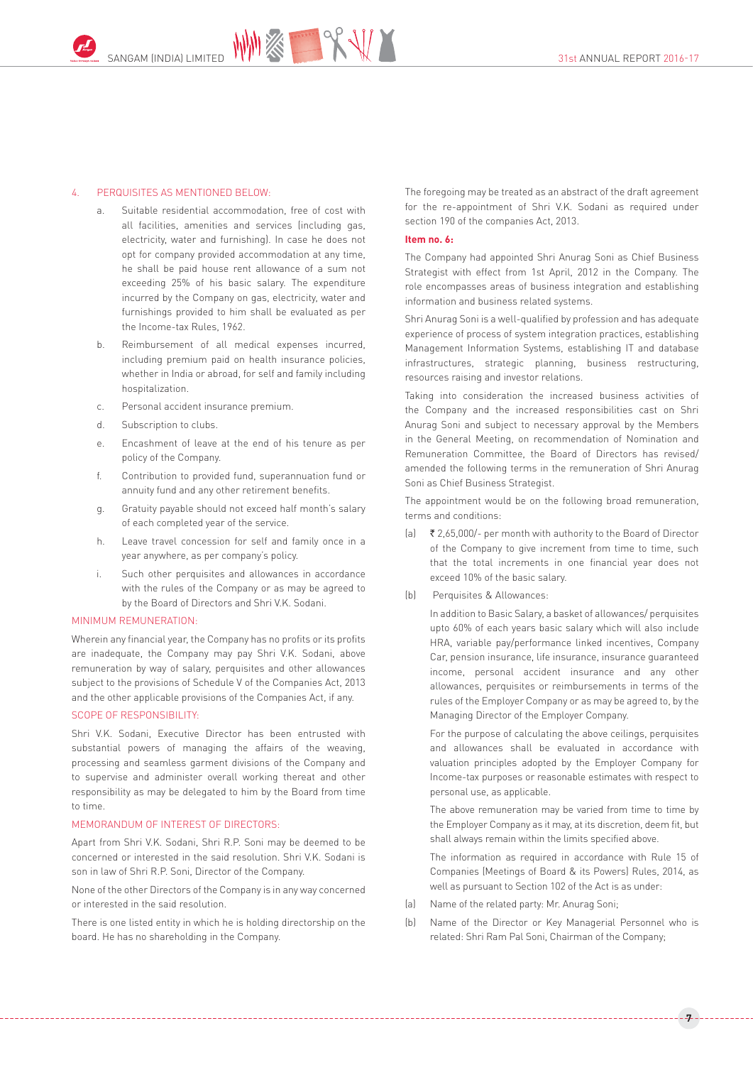4. PERQUISITES AS MENTIONED BELOW:

   a. Suitable residential accommodation, free of cost with all facilities, amenities and services (including gas, electricity, water and furnishing). In case he does not opt for company provided accommodation at any time, he shall be paid house rent allowance of a sum not exceeding 25% of his basic salary. The expenditure incurred by the Company on gas, electricity, water and furnishings provided to him shall be evaluated as per the Income-tax Rules, 1962.

   b. Reimbursement of all medical expenses incurred, including premium paid on health insurance policies, whether in India or abroad, for self and family including hospitalization.

   c. Personal accident insurance premium.

   d. Subscription to clubs.

   e. Encashment of leave at the end of his tenure as per policy of the Company.

   f. Contribution to provided fund, superannuation fund or annuity fund and any other retirement benefits.

   g. Gratuity payable should not exceed half month's salary of each completed year of the service.

   h. Leave travel concession for self and family once in a year anywhere, as per company's policy.

   i. Such other perquisites and allowances in accordance with the rules of the Company or as may be agreed to by the Board of Directors and Shri V.K. Sodani.

MINIMUM REMUNERATION:

Wherein any financial year, the Company has no profits or its profits are inadequate, the Company may pay Shri V.K. Sodani, above remuneration by way of salary, perquisites and other allowances subject to the provisions of Schedule V of the Companies Act, 2013 and the other applicable provisions of the Companies Act, if any.

SCOPE OF RESPONSIBILITY:

Shri V.K. Sodani, Executive Director has been entrusted with substantial powers of managing the affairs of the weaving, processing and seamless garment divisions of the Company and to supervise and administer overall working thereat and other responsibility as may be delegated to him by the Board from time to time.

MEMORANDUM OF INTEREST OF DIRECTORS:

Apart from Shri V.K. Sodani, Shri R.P. Soni may be deemed to be concerned or interested in the said resolution. Shri V.K. Sodani is son in law of Shri R.P. Soni, Director of the Company.

None of the other Directors of the Company is in any way concerned or interested in the said resolution.

There is one listed entity in which he is holding directorship on the board. He has no shareholding in the Company.

The foregoing may be treated as an abstract of the draft agreement for the re-appointment of Shri V.K. Sodani as required under section 190 of the companies Act, 2013.

**Item no. 6:**

The Company had appointed Shri Anurag Soni as Chief Business Strategist with effect from 1st April, 2012 in the Company. The role encompasses areas of business integration and establishing information and business related systems.

Shri Anurag Soni is a well-qualified by profession and has adequate experience of process of system integration practices, establishing Management Information Systems, establishing IT and database infrastructures, strategic planning, business restructuring, resources raising and investor relations.

Taking into consideration the increased business activities of the Company and the increased responsibilities cast on Shri Anurag Soni and subject to necessary approval by the Members in the General Meeting, on recommendation of Nomination and Remuneration Committee, the Board of Directors has revised/ amended the following terms in the remuneration of Shri Anurag Soni as Chief Business Strategist.

The appointment would be on the following broad remuneration, terms and conditions:

(a) ₹ 2,65,000/- per month with authority to the Board of Director of the Company to give increment from time to time, such that the total increments in one financial year does not exceed 10% of the basic salary.

(b) Perquisites & Allowances:

    In addition to Basic Salary, a basket of allowances/ perquisites upto 60% of each years basic salary which will also include HRA, variable pay/performance linked incentives, Company Car, pension insurance, life insurance, insurance guaranteed income, personal accident insurance and any other allowances, perquisites or reimbursements in terms of the rules of the Employer Company or as may be agreed to, by the Managing Director of the Employer Company.

    For the purpose of calculating the above ceilings, perquisites and allowances shall be evaluated in accordance with valuation principles adopted by the Employer Company for Income-tax purposes or reasonable estimates with respect to personal use, as applicable.

    The above remuneration may be varied from time to time by the Employer Company as it may, at its discretion, deem fit, but shall always remain within the limits specified above.

    The information as required in accordance with Rule 15 of Companies (Meetings of Board & its Powers) Rules, 2014, as well as pursuant to Section 102 of the Act is as under:

(a) Name of the related party: Mr. Anurag Soni;

(b) Name of the Director or Key Managerial Personnel who is related: Shri Ram Pal Soni, Chairman of the Company;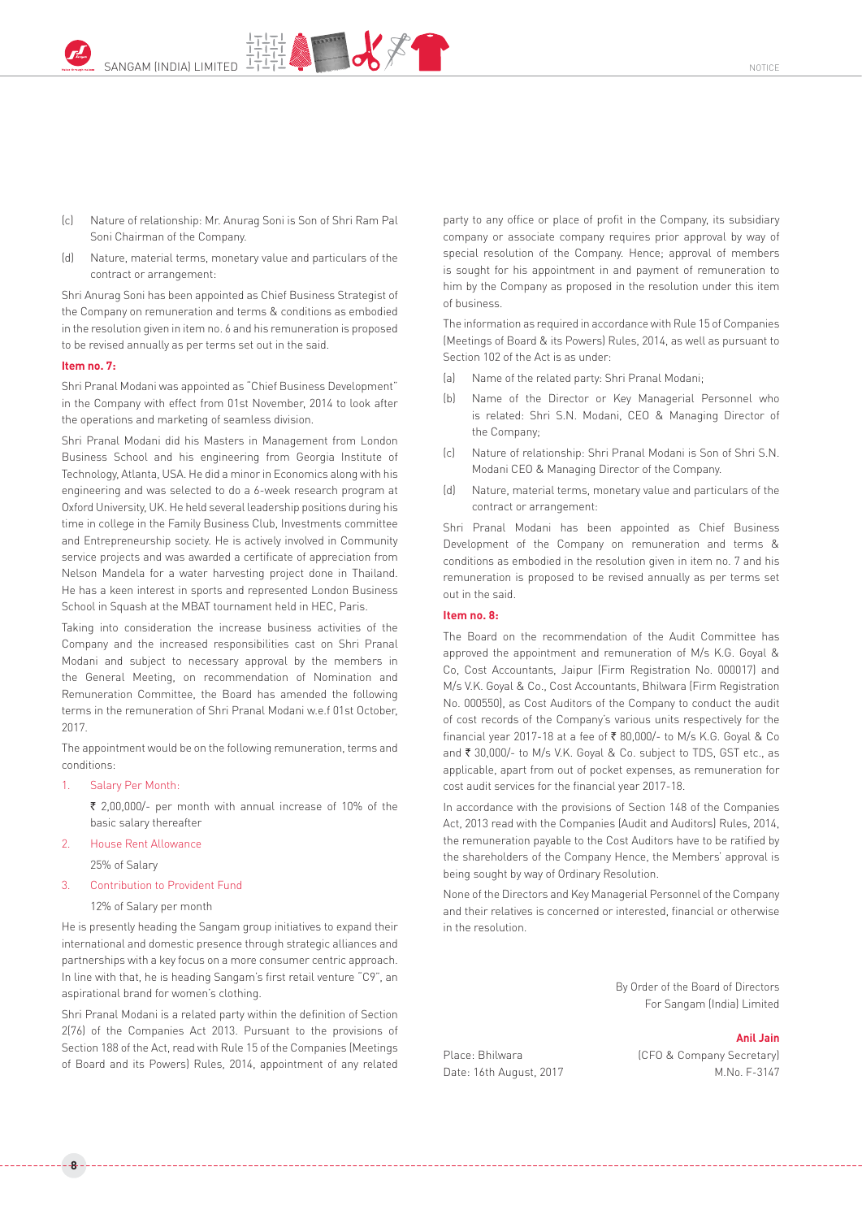(c) Nature of relationship: Mr. Anurag Soni is Son of Shri Ram Pal Soni Chairman of the Company.

(d) Nature, material terms, monetary value and particulars of the contract or arrangement:

Shri Anurag Soni has been appointed as Chief Business Strategist of the Company on remuneration and terms & conditions as embodied in the resolution given in item no. 6 and his remuneration is proposed to be revised annually as per terms set out in the said.

**Item no. 7:**

Shri Pranal Modani was appointed as "Chief Business Development" in the Company with effect from 01st November, 2014 to look after the operations and marketing of seamless division.

Shri Pranal Modani did his Masters in Management from London Business School and his engineering from Georgia Institute of Technology, Atlanta, USA. He did a minor in Economics along with his engineering and was selected to do a 6-week research program at Oxford University, UK. He held several leadership positions during his time in college in the Family Business Club, Investments committee and Entrepreneurship society. He is actively involved in Community service projects and was awarded a certificate of appreciation from Nelson Mandela for a water harvesting project done in Thailand. He has a keen interest in sports and represented London Business School in Squash at the MBAT tournament held in HEC, Paris.

Taking into consideration the increase business activities of the Company and the increased responsibilities cast on Shri Pranal Modani and subject to necessary approval by the members in the General Meeting, on recommendation of Nomination and Remuneration Committee, the Board has amended the following terms in the remuneration of Shri Pranal Modani w.e.f 01st October, 2017.

The appointment would be on the following remuneration, terms and conditions:

1. Salary Per Month:

   ₹ 2,00,000/- per month with annual increase of 10% of the basic salary thereafter

2. House Rent Allowance

   25% of Salary

3. Contribution to Provident Fund

   12% of Salary per month

He is presently heading the Sangam group initiatives to expand their international and domestic presence through strategic alliances and partnerships with a key focus on a more consumer centric approach. In line with that, he is heading Sangam's first retail venture "C9", an aspirational brand for women's clothing.

Shri Pranal Modani is a related party within the definition of Section 2(76) of the Companies Act 2013. Pursuant to the provisions of Section 188 of the Act, read with Rule 15 of the Companies (Meetings of Board and its Powers) Rules, 2014, appointment of any related party to any office or place of profit in the Company, its subsidiary company or associate company requires prior approval by way of special resolution of the Company. Hence; approval of members is sought for his appointment in and payment of remuneration to him by the Company as proposed in the resolution under this item of business.

The information as required in accordance with Rule 15 of Companies (Meetings of Board & its Powers) Rules, 2014, as well as pursuant to Section 102 of the Act is as under:

(a) Name of the related party: Shri Pranal Modani;

(b) Name of the Director or Key Managerial Personnel who is related: Shri S.N. Modani, CEO & Managing Director of the Company;

(c) Nature of relationship: Shri Pranal Modani is Son of Shri S.N. Modani CEO & Managing Director of the Company.

(d) Nature, material terms, monetary value and particulars of the contract or arrangement:

Shri Pranal Modani has been appointed as Chief Business Development of the Company on remuneration and terms & conditions as embodied in the resolution given in item no. 7 and his remuneration is proposed to be revised annually as per terms set out in the said.

**Item no. 8:**

The Board on the recommendation of the Audit Committee has approved the appointment and remuneration of M/s K.G. Goyal & Co, Cost Accountants, Jaipur (Firm Registration No. 000017) and M/s V.K. Goyal & Co., Cost Accountants, Bhilwara (Firm Registration No. 000550), as Cost Auditors of the Company to conduct the audit of cost records of the Company's various units respectively for the financial year 2017-18 at a fee of ₹ 80,000/- to M/s K.G. Goyal & Co and ₹ 30,000/- to M/s V.K. Goyal & Co. subject to TDS, GST etc., as applicable, apart from out of pocket expenses, as remuneration for cost audit services for the financial year 2017-18.

In accordance with the provisions of Section 148 of the Companies Act, 2013 read with the Companies (Audit and Auditors) Rules, 2014, the remuneration payable to the Cost Auditors have to be ratified by the shareholders of the Company Hence, the Members' approval is being sought by way of Ordinary Resolution.

None of the Directors and Key Managerial Personnel of the Company and their relatives is concerned or interested, financial or otherwise in the resolution.

By Order of the Board of Directors
For Sangam (India) Limited

**Anil Jain**
(CFO & Company Secretary)
M.No. F-3147

Place: Bhilwara
Date: 16th August, 2017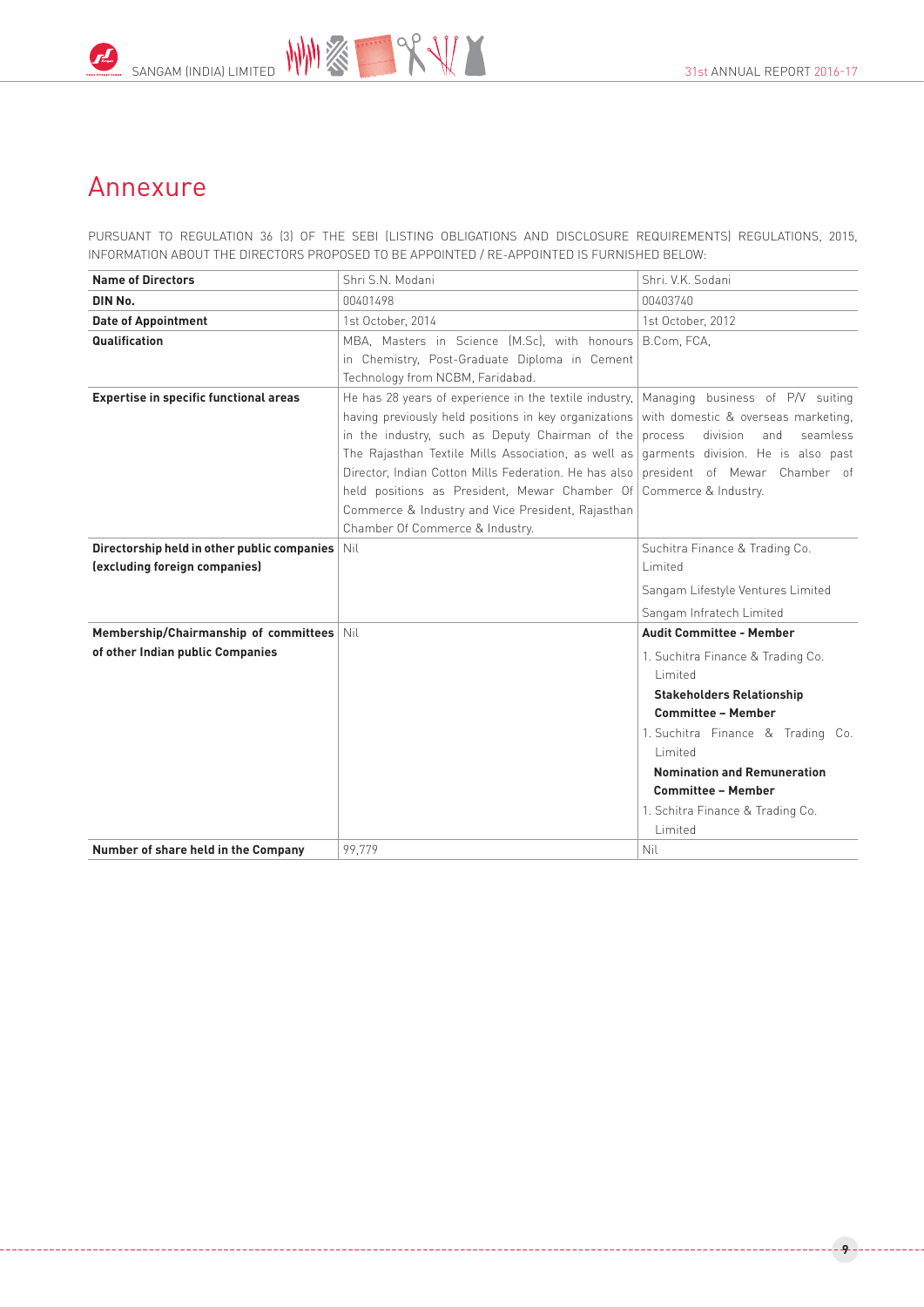# Annexure

PURSUANT TO REGULATION 36 (3) OF THE SEBI (LISTING OBLIGATIONS AND DISCLOSURE REQUIREMENTS) REGULATIONS, 2015, INFORMATION ABOUT THE DIRECTORS PROPOSED TO BE APPOINTED / RE-APPOINTED IS FURNISHED BELOW:

| **Name of Directors** | Shri S.N. Modani | Shri. V.K. Sodani |
|---|---|---|
| **DIN No.** | 00401498 | 00403740 |
| **Date of Appointment** | 1st October, 2014 | 1st October, 2012 |
| **Qualification** | MBA, Masters in Science (M.Sc), with honours in Chemistry, Post-Graduate Diploma in Cement Technology from NCBM, Faridabad. | B.Com, FCA, |
| **Expertise in specific functional areas** | He has 28 years of experience in the textile industry, having previously held positions in key organizations in the industry, such as Deputy Chairman of the The Rajasthan Textile Mills Association, as well as Director, Indian Cotton Mills Federation. He has also held positions as President, Mewar Chamber Of Commerce & Industry and Vice President, Rajasthan Chamber Of Commerce & Industry. | Managing business of P/V suiting with domestic & overseas marketing, process division and seamless garments division. He is also past president of Mewar Chamber of Commerce & Industry. |
| **Directorship held in other public companies (excluding foreign companies)** | Nil | Suchitra Finance & Trading Co. Limited<br>Sangam Lifestyle Ventures Limited<br>Sangam Infratech Limited |
| **Membership/Chairmanship of committees of other Indian public Companies** | Nil | **Audit Committee - Member**<br>1. Suchitra Finance & Trading Co. Limited<br>**Stakeholders Relationship Committee – Member**<br>1. Suchitra Finance & Trading Co. Limited<br>**Nomination and Remuneration Committee – Member**<br>1. Schitra Finance & Trading Co. Limited |
| **Number of share held in the Company** | 99,779 | Nil |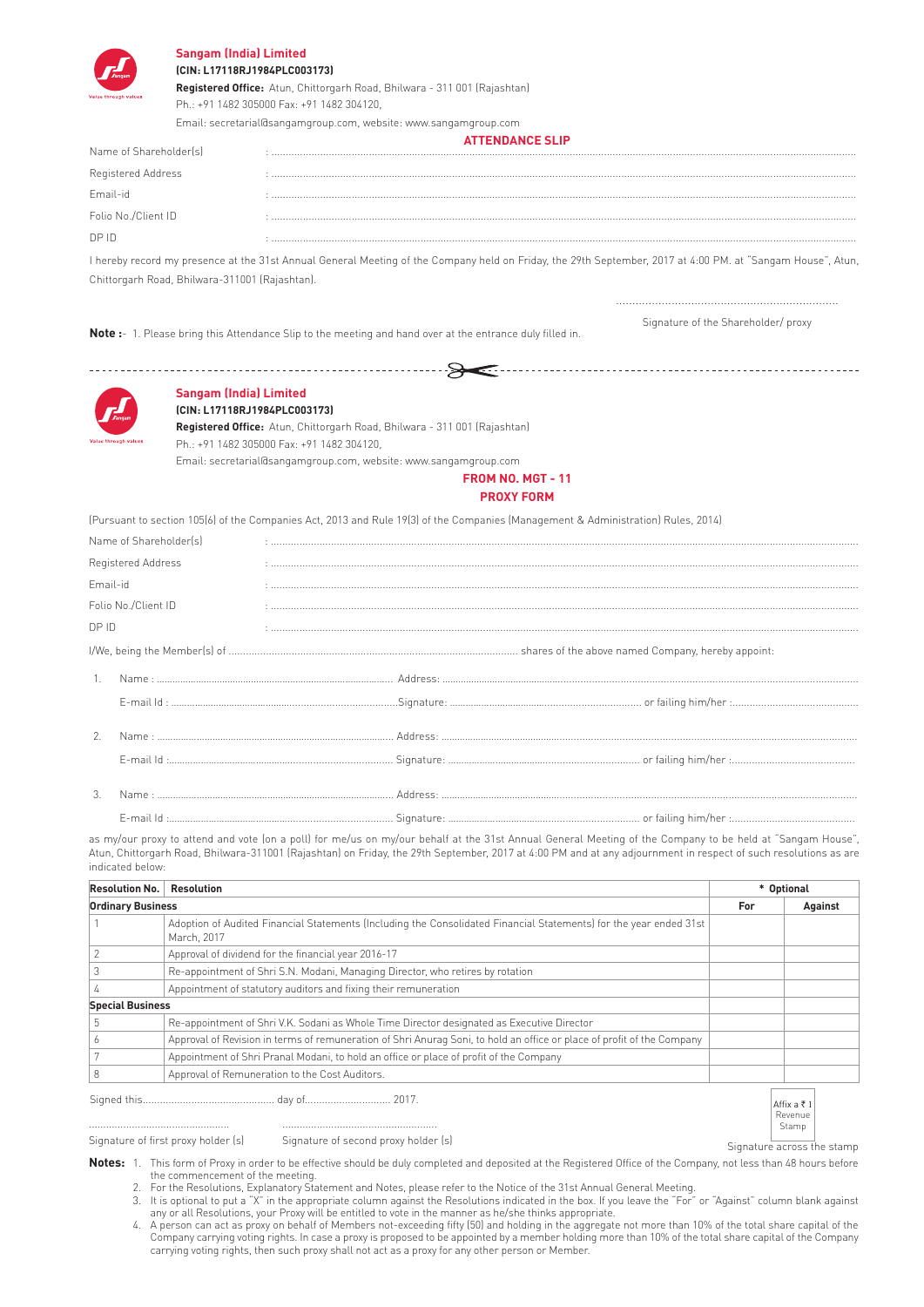**Sangam (India) Limited**
**(CIN: L17118RJ1984PLC003173)**
**Registered Office:** Atun, Chittorgarh Road, Bhilwara - 311 001 (Rajasthan)
Ph.: +91 1482 305000 Fax: +91 1482 304120,
Email: secretarial@sangamgroup.com, website: www.sangamgroup.com

## ATTENDANCE SLIP

Name of Shareholder(s) : ..........................................................

Registered Address : ..........................................................

Email-id : ..........................................................

Folio No./Client ID : ..........................................................

DP ID : ..........................................................

I hereby record my presence at the 31st Annual General Meeting of the Company held on Friday, the 29th September, 2017 at 4:00 PM. at "Sangam House", Atun, Chittorgarh Road, Bhilwara-311001 (Rajashtan).

..................................................................
Signature of the Shareholder/ proxy

**Note :**- 1. Please bring this Attendance Slip to the meeting and hand over at the entrance duly filled in.

---

**Sangam (India) Limited**
**(CIN: L17118RJ1984PLC003173)**
**Registered Office:** Atun, Chittorgarh Road, Bhilwara - 311 001 (Rajashtan)
Ph.: +91 1482 305000 Fax: +91 1482 304120,
Email: secretarial@sangamgroup.com, website: www.sangamgroup.com

## FROM NO. MGT - 11
## PROXY FORM

(Pursuant to section 105(6) of the Companies Act, 2013 and Rule 19(3) of the Companies (Management & Administration) Rules, 2014)

Name of Shareholder(s) : ..........................................................

Registered Address : ..........................................................

Email-id : ..........................................................

Folio No./Client ID : ..........................................................

DP ID : ..........................................................

I/We, being the Member(s) of ................................................ shares of the above named Company, hereby appoint:

1. Name : ............................ Address: ............................
   E-mail Id : ............................Signature: ............................ or failing him/her : ............................

2. Name : ............................ Address: ............................
   E-mail Id : ............................ Signature: ............................ or failing him/her : ............................

3. Name : ............................ Address: ............................
   E-mail Id : ............................ Signature: ............................ or failing him/her : ............................

as my/our proxy to attend and vote (on a poll) for me/us on my/our behalf at the 31st Annual General Meeting of the Company to be held at "Sangam House", Atun, Chittorgarh Road, Bhilwara-311001 (Rajashtan) on Friday, the 29th September, 2017 at 4:00 PM and at any adjournment in respect of such resolutions as are indicated below:

| Resolution No. | Resolution | * Optional | |
|---|---|---|---|
| **Ordinary Business** | | For | Against |
| 1 | Adoption of Audited Financial Statements (Including the Consolidated Financial Statements) for the year ended 31st March, 2017 | | |
| 2 | Approval of dividend for the financial year 2016-17 | | |
| 3 | Re-appointment of Shri S.N. Modani, Managing Director, who retires by rotation | | |
| 4 | Appointment of statutory auditors and fixing their remuneration | | |
| **Special Business** | | | |
| 5 | Re-appointment of Shri V.K. Sodani as Whole Time Director designated as Executive Director | | |
| 6 | Approval of Revision in terms of remuneration of Shri Anurag Soni, to hold an office or place of profit of the Company | | |
| 7 | Appointment of Shri Pranal Modani, to hold an office or place of profit of the Company | | |
| 8 | Approval of Remuneration to the Cost Auditors. | | |

Signed this............................ day of............................ 2017.

Affix a ₹ 1 Revenue Stamp

............................ ............................
Signature of first proxy holder (s) Signature of second proxy holder (s) Signature across the stamp

**Notes:**
1. This form of Proxy in order to be effective should be duly completed and deposited at the Registered Office of the Company, not less than 48 hours before the commencement of the meeting.
2. For the Resolutions, Explanatory Statement and Notes, please refer to the Notice of the 31st Annual General Meeting.
3. It is optional to put a "X" in the appropriate column against the Resolutions indicated in the box. If you leave the "For" or "Against" column blank against any or all Resolutions, your Proxy will be entitled to vote in the manner as he/she thinks appropriate.
4. A person can act as proxy on behalf of Members not-exceeding fifty (50) and holding in the aggregate not more than 10% of the total share capital of the Company carrying voting rights. In case a proxy is proposed to be appointed by a member holding more than 10% of the total share capital of the Company carrying voting rights, then such proxy shall not act as a proxy for any other person or Member.